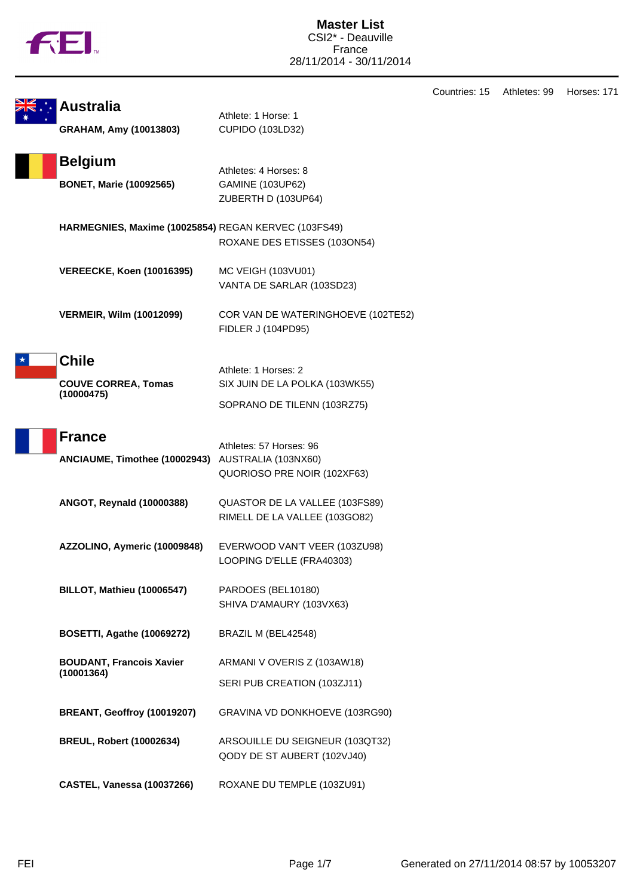# Master List

CSI2* - Deauville
France
28/11/2014 - 30/11/2014

Countries: 15 Athletes: 99 Horses: 171

## Australia

Athlete: 1 Horse: 1

| Athlete | Horses |
|---|---|
| **GRAHAM, Amy (10013803)** | CUPIDO (103LD32) |

## Belgium

Athletes: 4 Horses: 8

| Athlete | Horses |
|---|---|
| **BONET, Marie (10092565)** | GAMINE (103UP62)<br>ZUBERTH D (103UP64) |
| **HARMEGNIES, Maxime (10025854)** | REGAN KERVEC (103FS49)<br>ROXANE DES ETISSES (103ON54) |
| **VEREECKE, Koen (10016395)** | MC VEIGH (103VU01)<br>VANTA DE SARLAR (103SD23) |
| **VERMEIR, Wilm (10012099)** | COR VAN DE WATERINGHOEVE (102TE52)<br>FIDLER J (104PD95) |

## Chile

Athlete: 1 Horses: 2

| Athlete | Horses |
|---|---|
| **COUVE CORREA, Tomas (10000475)** | SIX JUIN DE LA POLKA (103WK55)<br>SOPRANO DE TILENN (103RZ75) |

## France

Athletes: 57 Horses: 96

| Athlete | Horses |
|---|---|
| **ANCIAUME, Timothee (10002943)** | AUSTRALIA (103NX60)<br>QUORIOSO PRE NOIR (102XF63) |
| **ANGOT, Reynald (10000388)** | QUASTOR DE LA VALLEE (103FS89)<br>RIMELL DE LA VALLEE (103GO82) |
| **AZZOLINO, Aymeric (10009848)** | EVERWOOD VAN'T VEER (103ZU98)<br>LOOPING D'ELLE (FRA40303) |
| **BILLOT, Mathieu (10006547)** | PARDOES (BEL10180)<br>SHIVA D'AMAURY (103VX63) |
| **BOSETTI, Agathe (10069272)** | BRAZIL M (BEL42548) |
| **BOUDANT, Francois Xavier (10001364)** | ARMANI V OVERIS Z (103AW18)<br>SERI PUB CREATION (103ZJ11) |
| **BREANT, Geoffroy (10019207)** | GRAVINA VD DONKHOEVE (103RG90) |
| **BREUL, Robert (10002634)** | ARSOUILLE DU SEIGNEUR (103QT32)<br>QODY DE ST AUBERT (102VJ40) |
| **CASTEL, Vanessa (10037266)** | ROXANE DU TEMPLE (103ZU91) |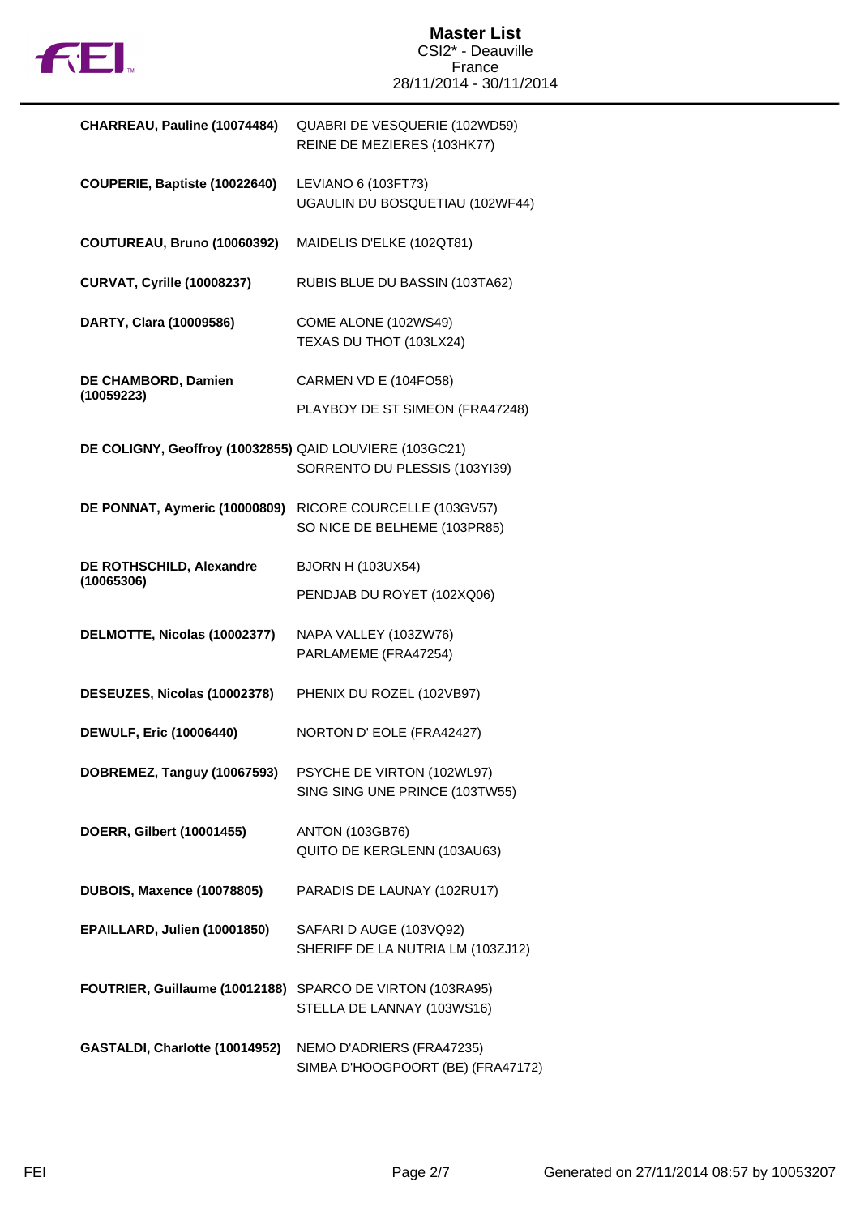# Master List

CSI2* - Deauville
France
28/11/2014 - 30/11/2014

| Rider | Horse |
| --- | --- |
| **CHARREAU, Pauline (10074484)** | QUABRI DE VESQUERIE (102WD59)<br>REINE DE MEZIERES (103HK77) |
| **COUPERIE, Baptiste (10022640)** | LEVIANO 6 (103FT73)<br>UGAULIN DU BOSQUETIAU (102WF44) |
| **COUTUREAU, Bruno (10060392)** | MAIDELIS D'ELKE (102QT81) |
| **CURVAT, Cyrille (10008237)** | RUBIS BLUE DU BASSIN (103TA62) |
| **DARTY, Clara (10009586)** | COME ALONE (102WS49)<br>TEXAS DU THOT (103LX24) |
| **DE CHAMBORD, Damien (10059223)** | CARMEN VD E (104FO58)<br>PLAYBOY DE ST SIMEON (FRA47248) |
| **DE COLIGNY, Geoffroy (10032855)** | QAID LOUVIERE (103GC21)<br>SORRENTO DU PLESSIS (103YI39) |
| **DE PONNAT, Aymeric (10000809)** | RICORE COURCELLE (103GV57)<br>SO NICE DE BELHEME (103PR85) |
| **DE ROTHSCHILD, Alexandre (10065306)** | BJORN H (103UX54)<br>PENDJAB DU ROYET (102XQ06) |
| **DELMOTTE, Nicolas (10002377)** | NAPA VALLEY (103ZW76)<br>PARLAMEME (FRA47254) |
| **DESEUZES, Nicolas (10002378)** | PHENIX DU ROZEL (102VB97) |
| **DEWULF, Eric (10006440)** | NORTON D' EOLE (FRA42427) |
| **DOBREMEZ, Tanguy (10067593)** | PSYCHE DE VIRTON (102WL97)<br>SING SING UNE PRINCE (103TW55) |
| **DOERR, Gilbert (10001455)** | ANTON (103GB76)<br>QUITO DE KERGLENN (103AU63) |
| **DUBOIS, Maxence (10078805)** | PARADIS DE LAUNAY (102RU17) |
| **EPAILLARD, Julien (10001850)** | SAFARI D AUGE (103VQ92)<br>SHERIFF DE LA NUTRIA LM (103ZJ12) |
| **FOUTRIER, Guillaume (10012188)** | SPARCO DE VIRTON (103RA95)<br>STELLA DE LANNAY (103WS16) |
| **GASTALDI, Charlotte (10014952)** | NEMO D'ADRIERS (FRA47235)<br>SIMBA D'HOOGPOORT (BE) (FRA47172) |

FEI

Generated on 27/11/2014 08:57 by 10053207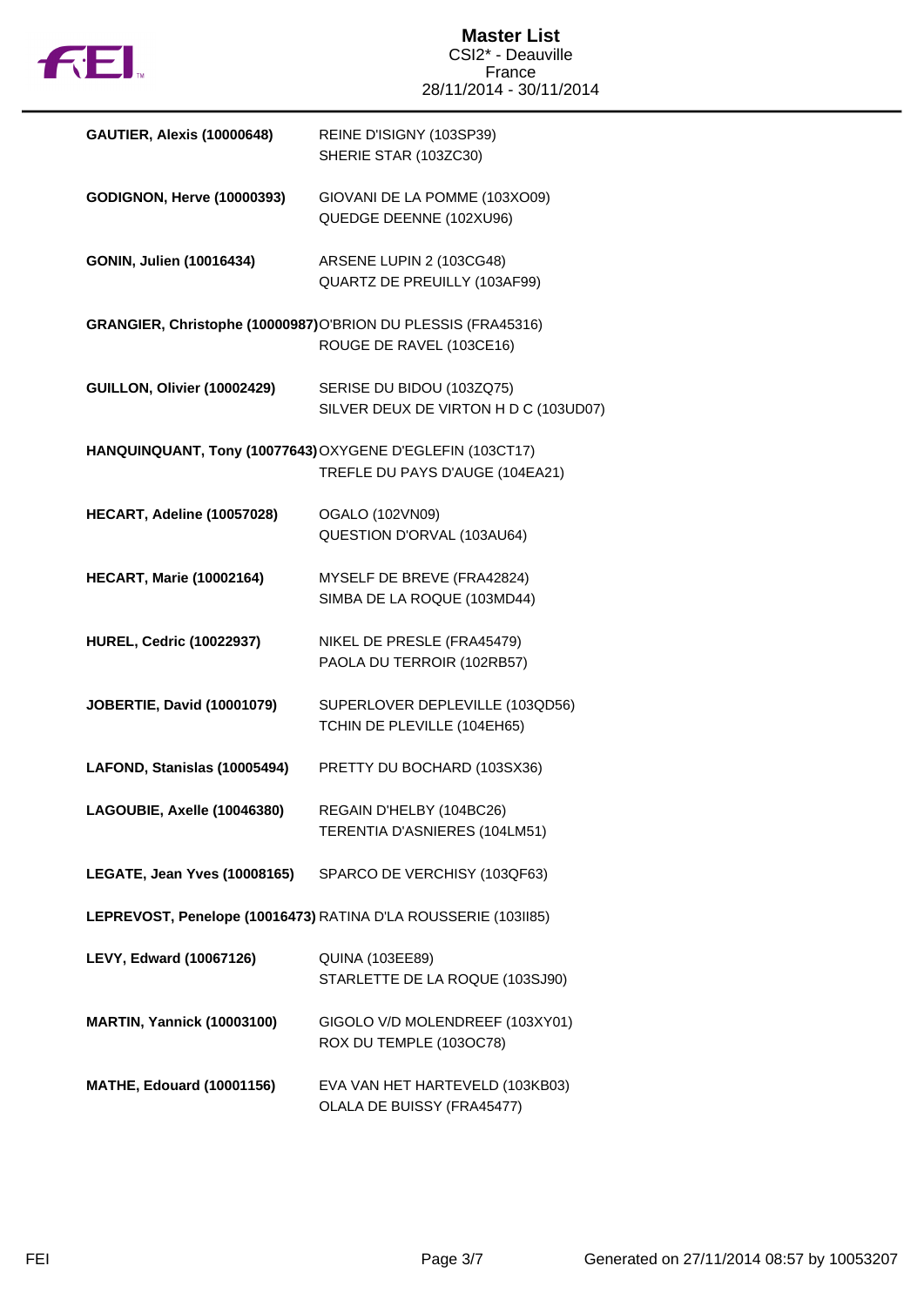**Master List**
CSI2* - Deauville
France
28/11/2014 - 30/11/2014

| | |
|---|---|
| **GAUTIER, Alexis (10000648)** | REINE D'ISIGNY (103SP39)<br>SHERIE STAR (103ZC30) |
| **GODIGNON, Herve (10000393)** | GIOVANI DE LA POMME (103XO09)<br>QUEDGE DEENNE (102XU96) |
| **GONIN, Julien (10016434)** | ARSENE LUPIN 2 (103CG48)<br>QUARTZ DE PREUILLY (103AF99) |
| **GRANGIER, Christophe (10000987)** | O'BRION DU PLESSIS (FRA45316)<br>ROUGE DE RAVEL (103CE16) |
| **GUILLON, Olivier (10002429)** | SERISE DU BIDOU (103ZQ75)<br>SILVER DEUX DE VIRTON H D C (103UD07) |
| **HANQUINQUANT, Tony (10077643)** | OXYGENE D'EGLEFIN (103CT17)<br>TREFLE DU PAYS D'AUGE (104EA21) |
| **HECART, Adeline (10057028)** | OGALO (102VN09)<br>QUESTION D'ORVAL (103AU64) |
| **HECART, Marie (10002164)** | MYSELF DE BREVE (FRA42824)<br>SIMBA DE LA ROQUE (103MD44) |
| **HUREL, Cedric (10022937)** | NIKEL DE PRESLE (FRA45479)<br>PAOLA DU TERROIR (102RB57) |
| **JOBERTIE, David (10001079)** | SUPERLOVER DEPLEVILLE (103QD56)<br>TCHIN DE PLEVILLE (104EH65) |
| **LAFOND, Stanislas (10005494)** | PRETTY DU BOCHARD (103SX36) |
| **LAGOUBIE, Axelle (10046380)** | REGAIN D'HELBY (104BC26)<br>TERENTIA D'ASNIERES (104LM51) |
| **LEGATE, Jean Yves (10008165)** | SPARCO DE VERCHISY (103QF63) |
| **LEPREVOST, Penelope (10016473)** | RATINA D'LA ROUSSERIE (103II85) |
| **LEVY, Edward (10067126)** | QUINA (103EE89)<br>STARLETTE DE LA ROQUE (103SJ90) |
| **MARTIN, Yannick (10003100)** | GIGOLO V/D MOLENDREEF (103XY01)<br>ROX DU TEMPLE (103OC78) |
| **MATHE, Edouard (10001156)** | EVA VAN HET HARTEVELD (103KB03)<br>OLALA DE BUISSY (FRA45477) |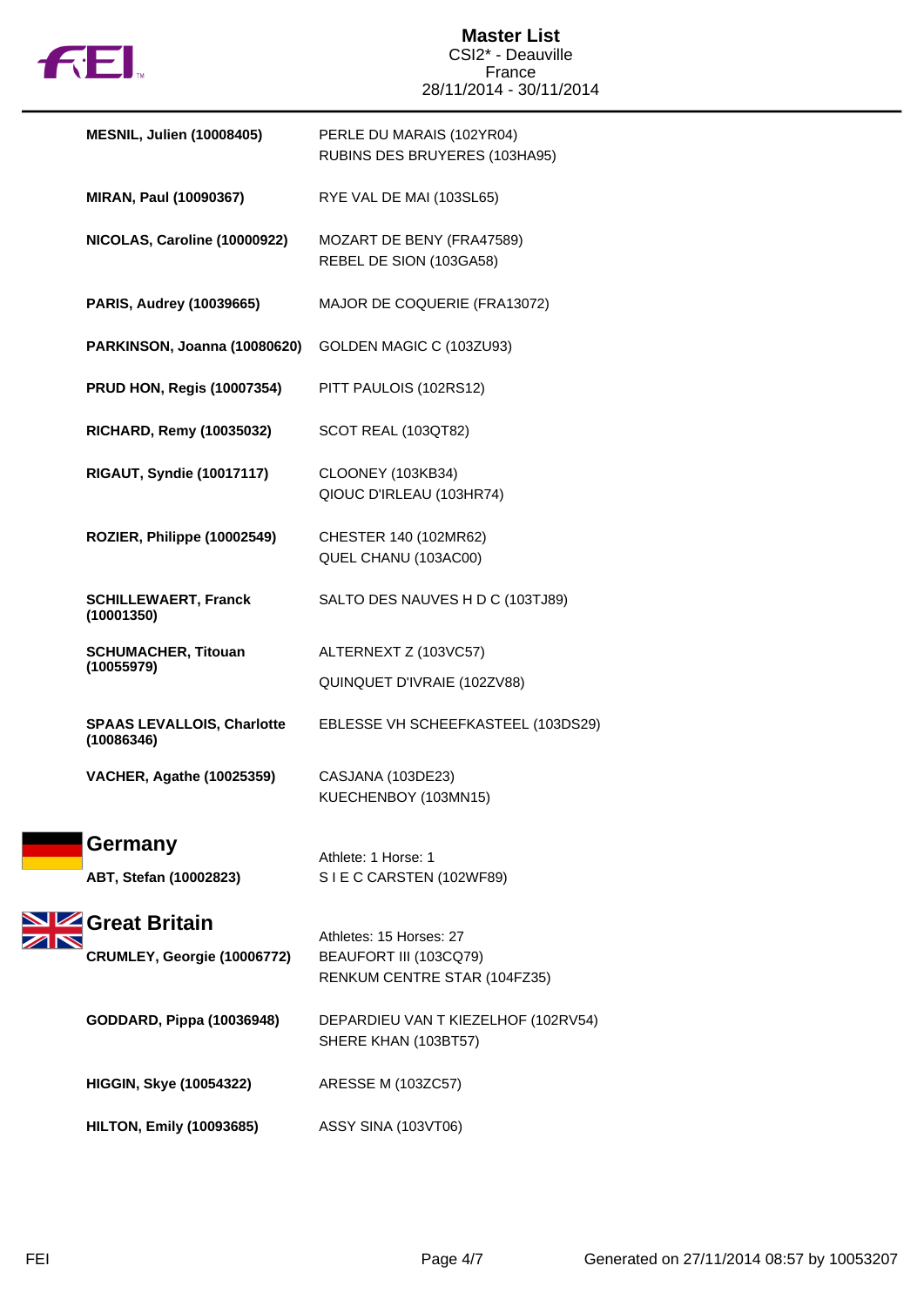| | |
|---|---|
| **MESNIL, Julien (10008405)** | PERLE DU MARAIS (102YR04)<br>RUBINS DES BRUYERES (103HA95) |
| **MIRAN, Paul (10090367)** | RYE VAL DE MAI (103SL65) |
| **NICOLAS, Caroline (10000922)** | MOZART DE BENY (FRA47589)<br>REBEL DE SION (103GA58) |
| **PARIS, Audrey (10039665)** | MAJOR DE COQUERIE (FRA13072) |
| **PARKINSON, Joanna (10080620)** | GOLDEN MAGIC C (103ZU93) |
| **PRUD HON, Regis (10007354)** | PITT PAULOIS (102RS12) |
| **RICHARD, Remy (10035032)** | SCOT REAL (103QT82) |
| **RIGAUT, Syndie (10017117)** | CLOONEY (103KB34)<br>QIOUC D'IRLEAU (103HR74) |
| **ROZIER, Philippe (10002549)** | CHESTER 140 (102MR62)<br>QUEL CHANU (103AC00) |
| **SCHILLEWAERT, Franck (10001350)** | SALTO DES NAUVES H D C (103TJ89) |
| **SCHUMACHER, Titouan (10055979)** | ALTERNEXT Z (103VC57)<br>QUINQUET D'IVRAIE (102ZV88) |
| **SPAAS LEVALLOIS, Charlotte (10086346)** | EBLESSE VH SCHEEFKASTEEL (103DS29) |
| **VACHER, Agathe (10025359)** | CASJANA (103DE23)<br>KUECHENBOY (103MN15) |

## Germany

Athlete: 1 Horse: 1

| | |
|---|---|
| **ABT, Stefan (10002823)** | S I E C CARSTEN (102WF89) |

## Great Britain

Athletes: 15 Horses: 27

| | |
|---|---|
| **CRUMLEY, Georgie (10006772)** | BEAUFORT III (103CQ79)<br>RENKUM CENTRE STAR (104FZ35) |
| **GODDARD, Pippa (10036948)** | DEPARDIEU VAN T KIEZELHOF (102RV54)<br>SHERE KHAN (103BT57) |
| **HIGGIN, Skye (10054322)** | ARESSE M (103ZC57) |
| **HILTON, Emily (10093685)** | ASSY SINA (103VT06) |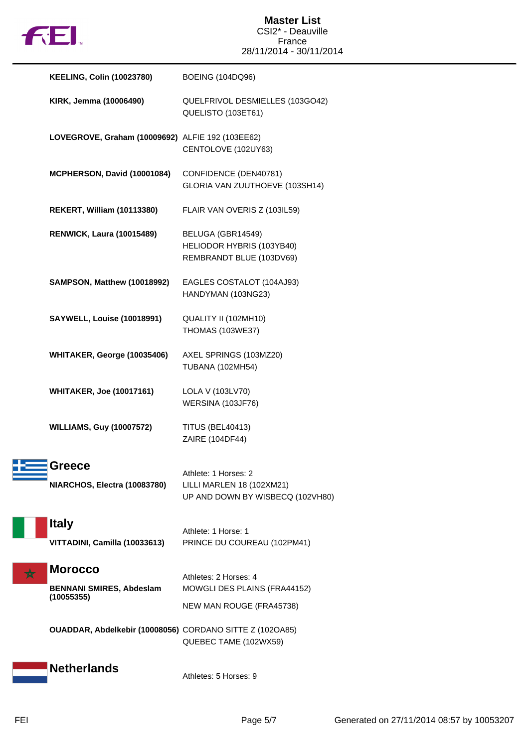**KEELING, Colin (10023780)** BOEING (104DQ96)

**KIRK, Jemma (10006490)** QUELFRIVOL DESMIELLES (103GO42)
QUELISTO (103ET61)

**LOVEGROVE, Graham (10009692)** ALFIE 192 (103EE62)
CENTOLOVE (102UY63)

**MCPHERSON, David (10001084)** CONFIDENCE (DEN40781)
GLORIA VAN ZUUTHOEVE (103SH14)

**REKERT, William (10113380)** FLAIR VAN OVERIS Z (103IL59)

**RENWICK, Laura (10015489)** BELUGA (GBR14549)
HELIODOR HYBRIS (103YB40)
REMBRANDT BLUE (103DV69)

**SAMPSON, Matthew (10018992)** EAGLES COSTALOT (104AJ93)
HANDYMAN (103NG23)

**SAYWELL, Louise (10018991)** QUALITY II (102MH10)
THOMAS (103WE37)

**WHITAKER, George (10035406)** AXEL SPRINGS (103MZ20)
TUBANA (102MH54)

**WHITAKER, Joe (10017161)** LOLA V (103LV70)
WERSINA (103JF76)

**WILLIAMS, Guy (10007572)** TITUS (BEL40413)
ZAIRE (104DF44)

## Greece

Athlete: 1 Horses: 2

**NIARCHOS, Electra (10083780)** LILLI MARLEN 18 (102XM21)
UP AND DOWN BY WISBECQ (102VH80)

## Italy

Athlete: 1 Horse: 1

**VITTADINI, Camilla (10033613)** PRINCE DU COUREAU (102PM41)

## Morocco

Athletes: 2 Horses: 4

**BENNANI SMIRES, Abdeslam (10055355)** MOWGLI DES PLAINS (FRA44152)
NEW MAN ROUGE (FRA45738)

**OUADDAR, Abdelkebir (10008056)** CORDANO SITTE Z (102OA85)
QUEBEC TAME (102WX59)

## Netherlands

Athletes: 5 Horses: 9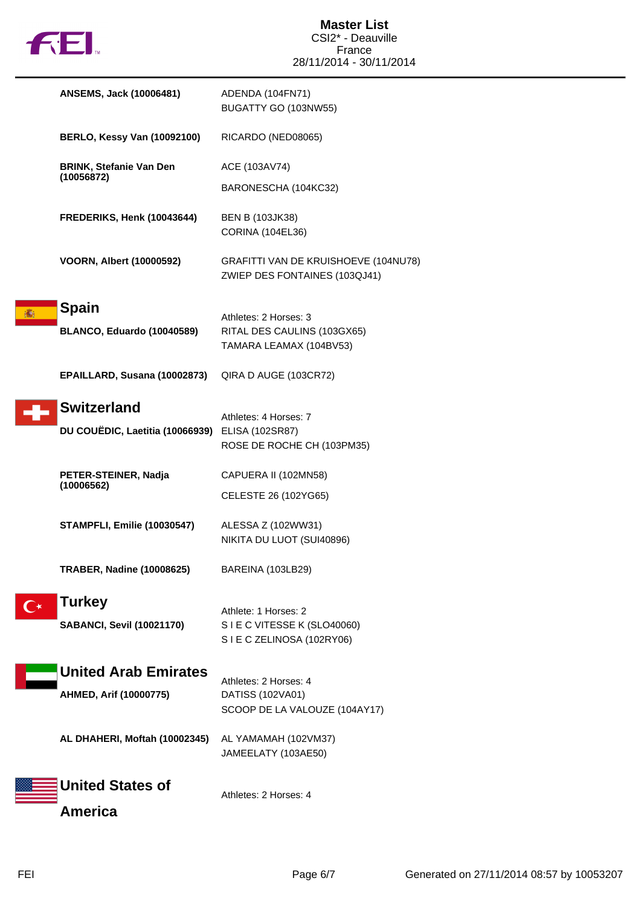**ANSEMS, Jack (10006481)**
ADENDA (104FN71)
BUGATTY GO (103NW55)

**BERLO, Kessy Van (10092100)**
RICARDO (NED08065)

**BRINK, Stefanie Van Den (10056872)**
ACE (103AV74)
BARONESCHA (104KC32)

**FREDERIKS, Henk (10043644)**
BEN B (103JK38)
CORINA (104EL36)

**VOORN, Albert (10000592)**
GRAFITTI VAN DE KRUISHOEVE (104NU78)
ZWIEP DES FONTAINES (103QJ41)

## Spain

Athletes: 2 Horses: 3

**BLANCO, Eduardo (10040589)**
RITAL DES CAULINS (103GX65)
TAMARA LEAMAX (104BV53)

**EPAILLARD, Susana (10002873)**
QIRA D AUGE (103CR72)

## Switzerland

Athletes: 4 Horses: 7

**DU COUËDIC, Laetitia (10066939)**
ELISA (102SR87)
ROSE DE ROCHE CH (103PM35)

**PETER-STEINER, Nadja (10006562)**
CAPUERA II (102MN58)
CELESTE 26 (102YG65)

**STAMPFLI, Emilie (10030547)**
ALESSA Z (102WW31)
NIKITA DU LUOT (SUI40896)

**TRABER, Nadine (10008625)**
BAREINA (103LB29)

## Turkey

Athlete: 1 Horses: 2

**SABANCI, Sevil (10021170)**
S I E C VITESSE K (SLO40060)
S I E C ZELINOSA (102RY06)

## United Arab Emirates

Athletes: 2 Horses: 4

**AHMED, Arif (10000775)**
DATISS (102VA01)
SCOOP DE LA VALOUZE (104AY17)

**AL DHAHERI, Moftah (10002345)**
AL YAMAMAH (102VM37)
JAMEELATY (103AE50)

## United States of America

Athletes: 2 Horses: 4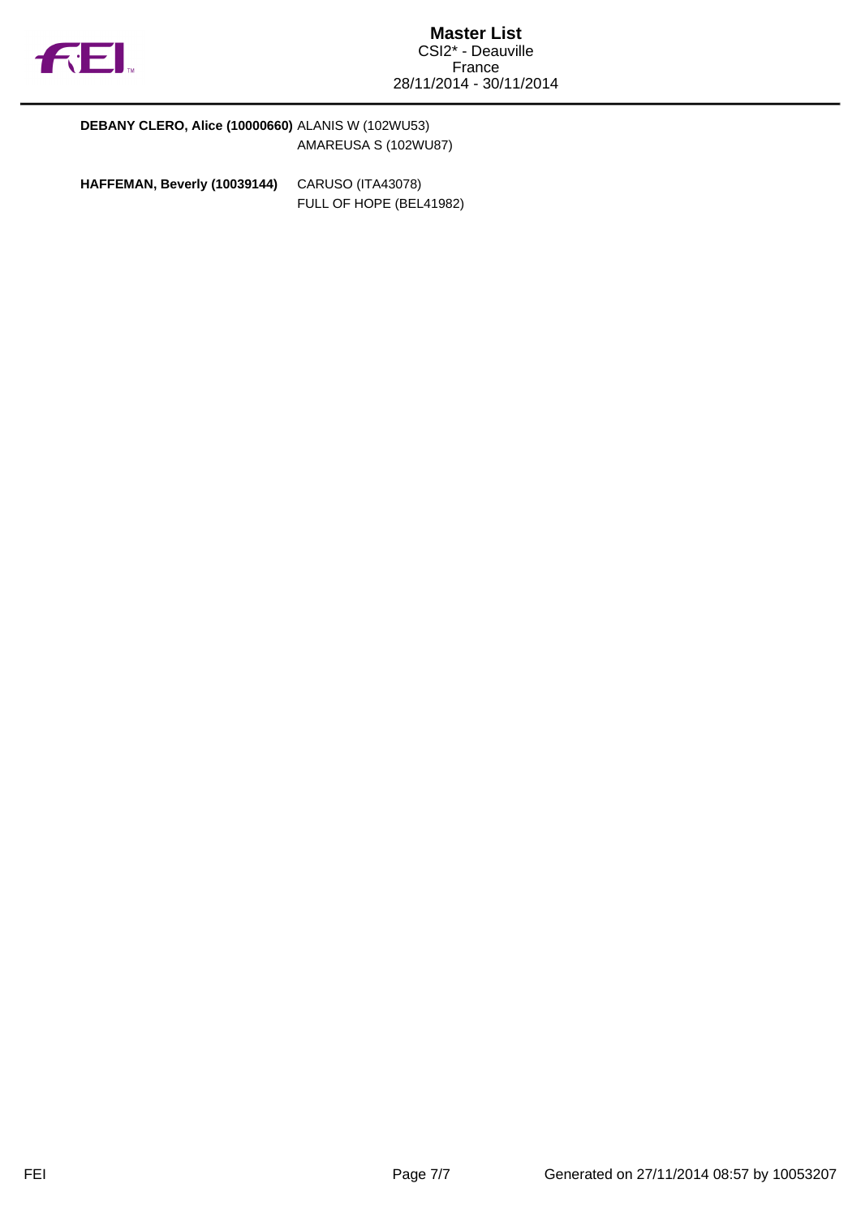| | |
|---|---|
| **DEBANY CLERO, Alice (10000660)** | ALANIS W (102WU53) |
| | AMAREUSA S (102WU87) |
| **HAFFEMAN, Beverly (10039144)** | CARUSO (ITA43078) |
| | FULL OF HOPE (BEL41982) |